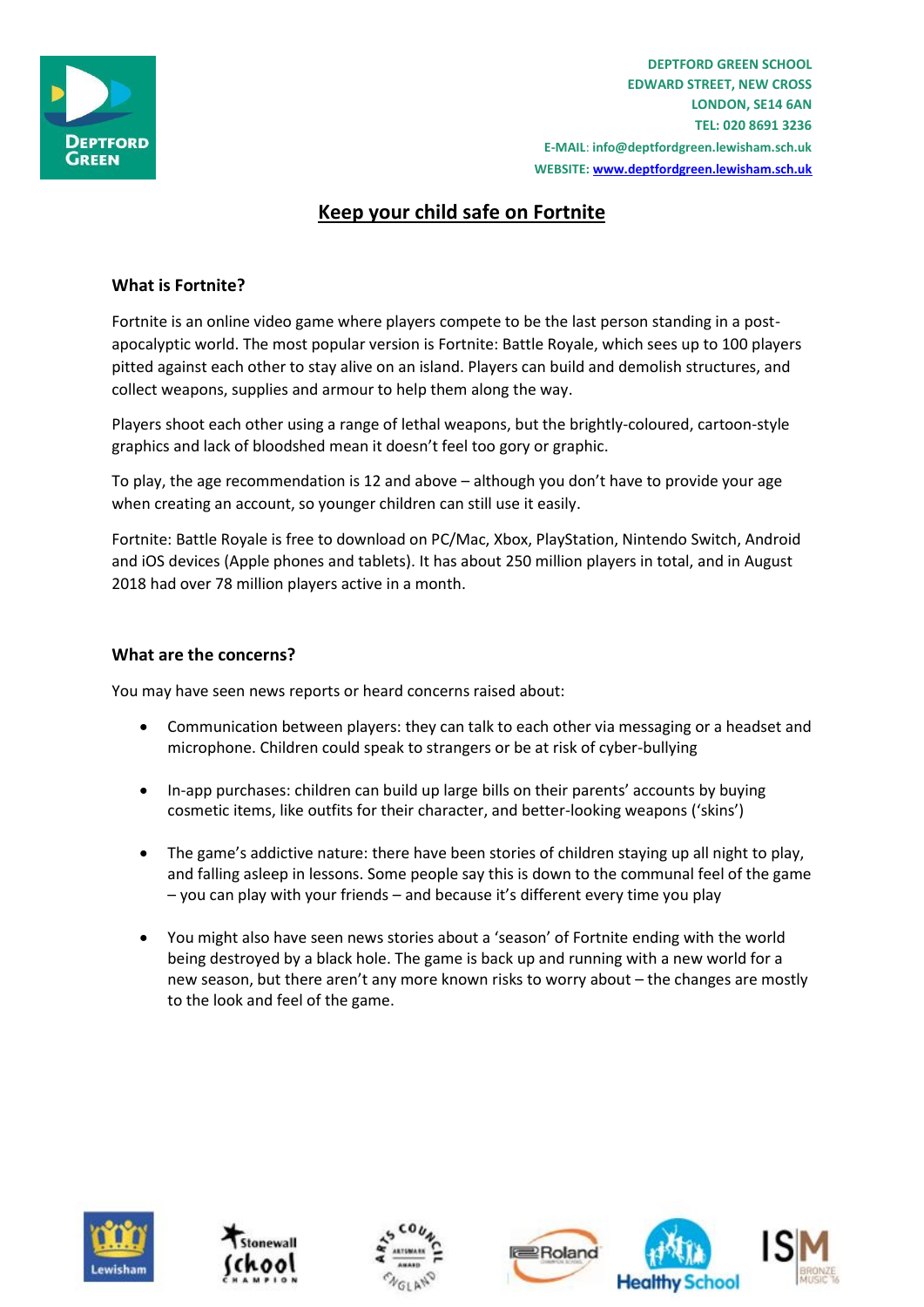DEPTFORD GREEN SCHOOL
EDWARD STREET, NEW CROSS
LONDON, SE14 6AN
TEL: 020 8691 3236
E-MAIL: info@deptfordgreen.lewisham.sch.uk
WEBSITE: www.deptfordgreen.lewisham.sch.uk

# Keep your child safe on Fortnite

## What is Fortnite?

Fortnite is an online video game where players compete to be the last person standing in a post-apocalyptic world. The most popular version is Fortnite: Battle Royale, which sees up to 100 players pitted against each other to stay alive on an island. Players can build and demolish structures, and collect weapons, supplies and armour to help them along the way.

Players shoot each other using a range of lethal weapons, but the brightly-coloured, cartoon-style graphics and lack of bloodshed mean it doesn't feel too gory or graphic.

To play, the age recommendation is 12 and above – although you don't have to provide your age when creating an account, so younger children can still use it easily.

Fortnite: Battle Royale is free to download on PC/Mac, Xbox, PlayStation, Nintendo Switch, Android and iOS devices (Apple phones and tablets). It has about 250 million players in total, and in August 2018 had over 78 million players active in a month.

## What are the concerns?

You may have seen news reports or heard concerns raised about:

- Communication between players: they can talk to each other via messaging or a headset and microphone. Children could speak to strangers or be at risk of cyber-bullying
- In-app purchases: children can build up large bills on their parents' accounts by buying cosmetic items, like outfits for their character, and better-looking weapons ('skins')
- The game's addictive nature: there have been stories of children staying up all night to play, and falling asleep in lessons. Some people say this is down to the communal feel of the game – you can play with your friends – and because it's different every time you play
- You might also have seen news stories about a 'season' of Fortnite ending with the world being destroyed by a black hole. The game is back up and running with a new world for a new season, but there aren't any more known risks to worry about – the changes are mostly to the look and feel of the game.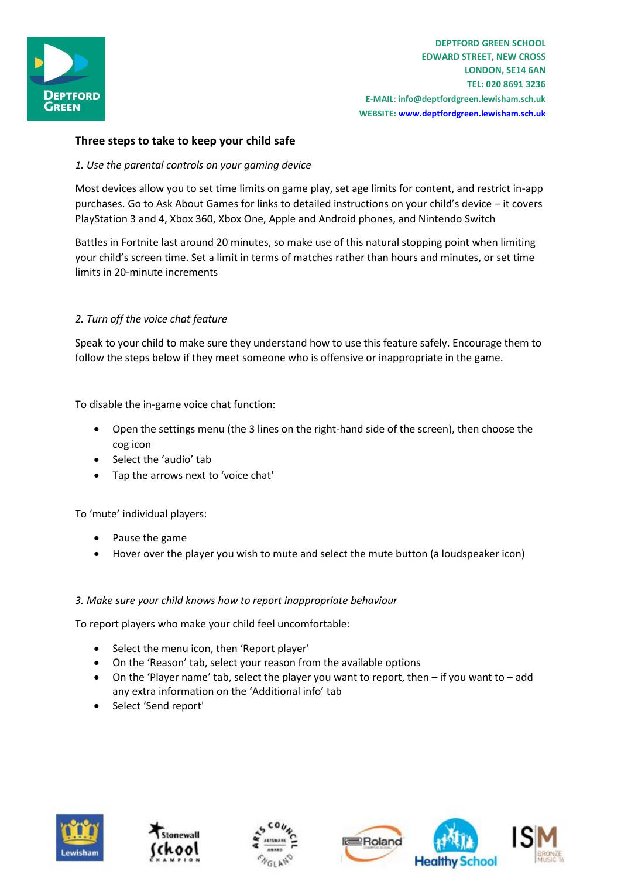DEPTFORD GREEN SCHOOL
EDWARD STREET, NEW CROSS
LONDON, SE14 6AN
TEL: 020 8691 3236
E-MAIL: info@deptfordgreen.lewisham.sch.uk
WEBSITE: www.deptfordgreen.lewisham.sch.uk

## Three steps to take to keep your child safe

*1. Use the parental controls on your gaming device*

Most devices allow you to set time limits on game play, set age limits for content, and restrict in-app purchases. Go to Ask About Games for links to detailed instructions on your child's device – it covers PlayStation 3 and 4, Xbox 360, Xbox One, Apple and Android phones, and Nintendo Switch

Battles in Fortnite last around 20 minutes, so make use of this natural stopping point when limiting your child's screen time. Set a limit in terms of matches rather than hours and minutes, or set time limits in 20-minute increments

*2. Turn off the voice chat feature*

Speak to your child to make sure they understand how to use this feature safely. Encourage them to follow the steps below if they meet someone who is offensive or inappropriate in the game.

To disable the in-game voice chat function:

- Open the settings menu (the 3 lines on the right-hand side of the screen), then choose the cog icon
- Select the 'audio' tab
- Tap the arrows next to 'voice chat'

To 'mute' individual players:

- Pause the game
- Hover over the player you wish to mute and select the mute button (a loudspeaker icon)

*3. Make sure your child knows how to report inappropriate behaviour*

To report players who make your child feel uncomfortable:

- Select the menu icon, then 'Report player'
- On the 'Reason' tab, select your reason from the available options
- On the 'Player name' tab, select the player you want to report, then – if you want to – add any extra information on the 'Additional info' tab
- Select 'Send report'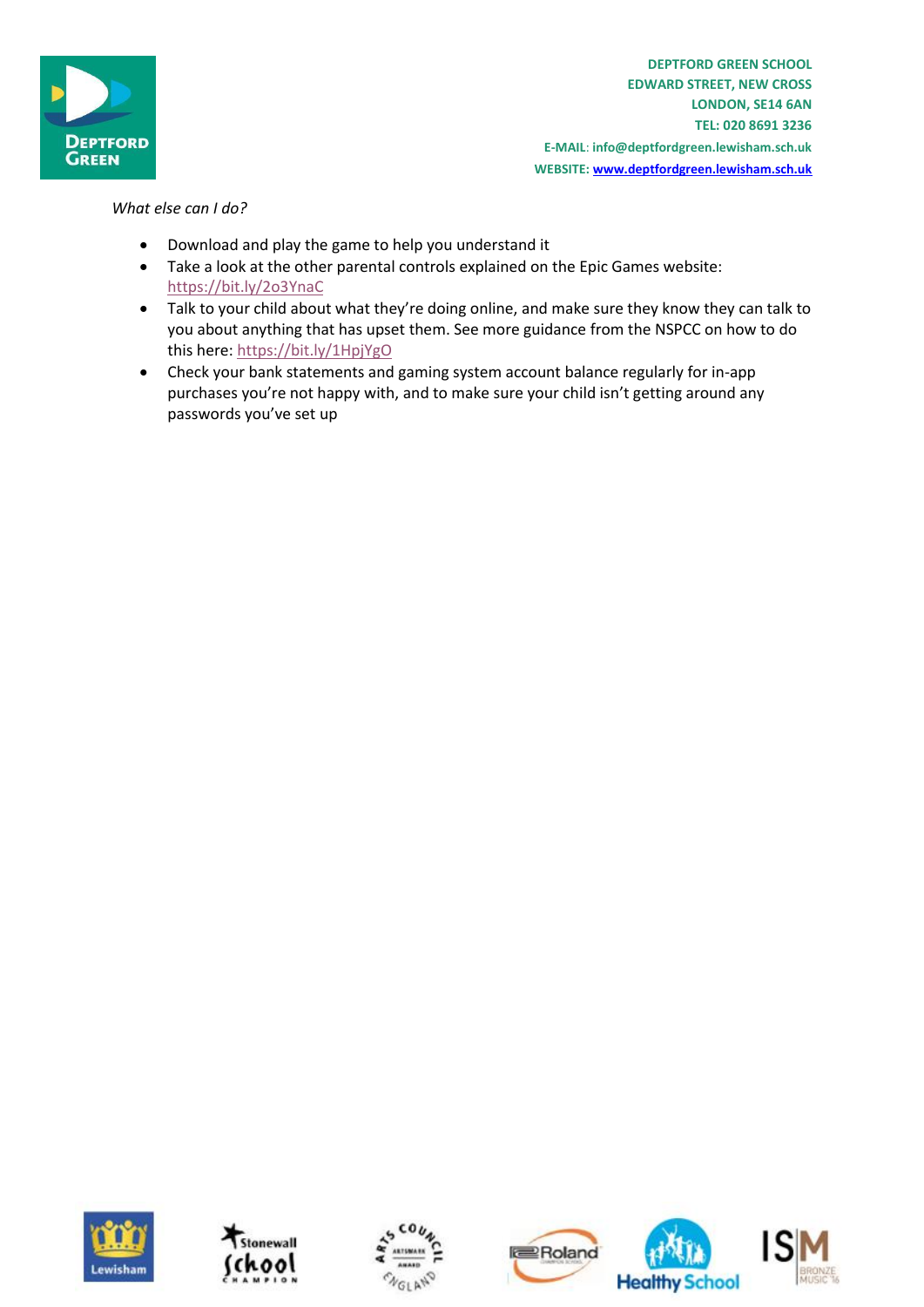*What else can I do?*

- Download and play the game to help you understand it
- Take a look at the other parental controls explained on the Epic Games website: https://bit.ly/2o3YnaC
- Talk to your child about what they're doing online, and make sure they know they can talk to you about anything that has upset them. See more guidance from the NSPCC on how to do this here: https://bit.ly/1HpjYgO
- Check your bank statements and gaming system account balance regularly for in-app purchases you're not happy with, and to make sure your child isn't getting around any passwords you've set up